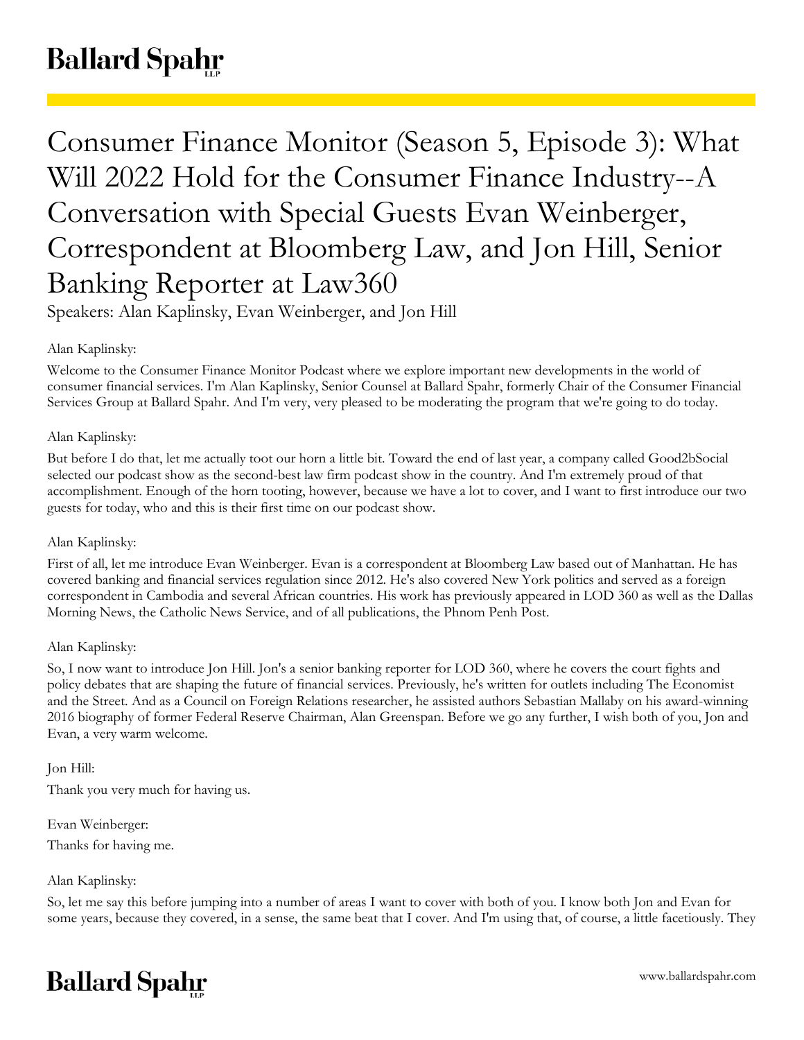# Consumer Finance Monitor (Season 5, Episode 3): What Will 2022 Hold for the Consumer Finance Industry--A Conversation with Special Guests Evan Weinberger, Correspondent at Bloomberg Law, and Jon Hill, Senior Banking Reporter at Law360

Speakers: Alan Kaplinsky, Evan Weinberger, and Jon Hill

Alan Kaplinsky:

Welcome to the Consumer Finance Monitor Podcast where we explore important new developments in the world of consumer financial services. I'm Alan Kaplinsky, Senior Counsel at Ballard Spahr, formerly Chair of the Consumer Financial Services Group at Ballard Spahr. And I'm very, very pleased to be moderating the program that we're going to do today.

Alan Kaplinsky:

But before I do that, let me actually toot our horn a little bit. Toward the end of last year, a company called Good2bSocial selected our podcast show as the second-best law firm podcast show in the country. And I'm extremely proud of that accomplishment. Enough of the horn tooting, however, because we have a lot to cover, and I want to first introduce our two guests for today, who and this is their first time on our podcast show.

Alan Kaplinsky:

First of all, let me introduce Evan Weinberger. Evan is a correspondent at Bloomberg Law based out of Manhattan. He has covered banking and financial services regulation since 2012. He's also covered New York politics and served as a foreign correspondent in Cambodia and several African countries. His work has previously appeared in LOD 360 as well as the Dallas Morning News, the Catholic News Service, and of all publications, the Phnom Penh Post.

Alan Kaplinsky:

So, I now want to introduce Jon Hill. Jon's a senior banking reporter for LOD 360, where he covers the court fights and policy debates that are shaping the future of financial services. Previously, he's written for outlets including The Economist and the Street. And as a Council on Foreign Relations researcher, he assisted authors Sebastian Mallaby on his award-winning 2016 biography of former Federal Reserve Chairman, Alan Greenspan. Before we go any further, I wish both of you, Jon and Evan, a very warm welcome.

Jon Hill:

Thank you very much for having us.

Evan Weinberger:

Thanks for having me.

Alan Kaplinsky:

So, let me say this before jumping into a number of areas I want to cover with both of you. I know both Jon and Evan for some years, because they covered, in a sense, the same beat that I cover. And I'm using that, of course, a little facetiously. They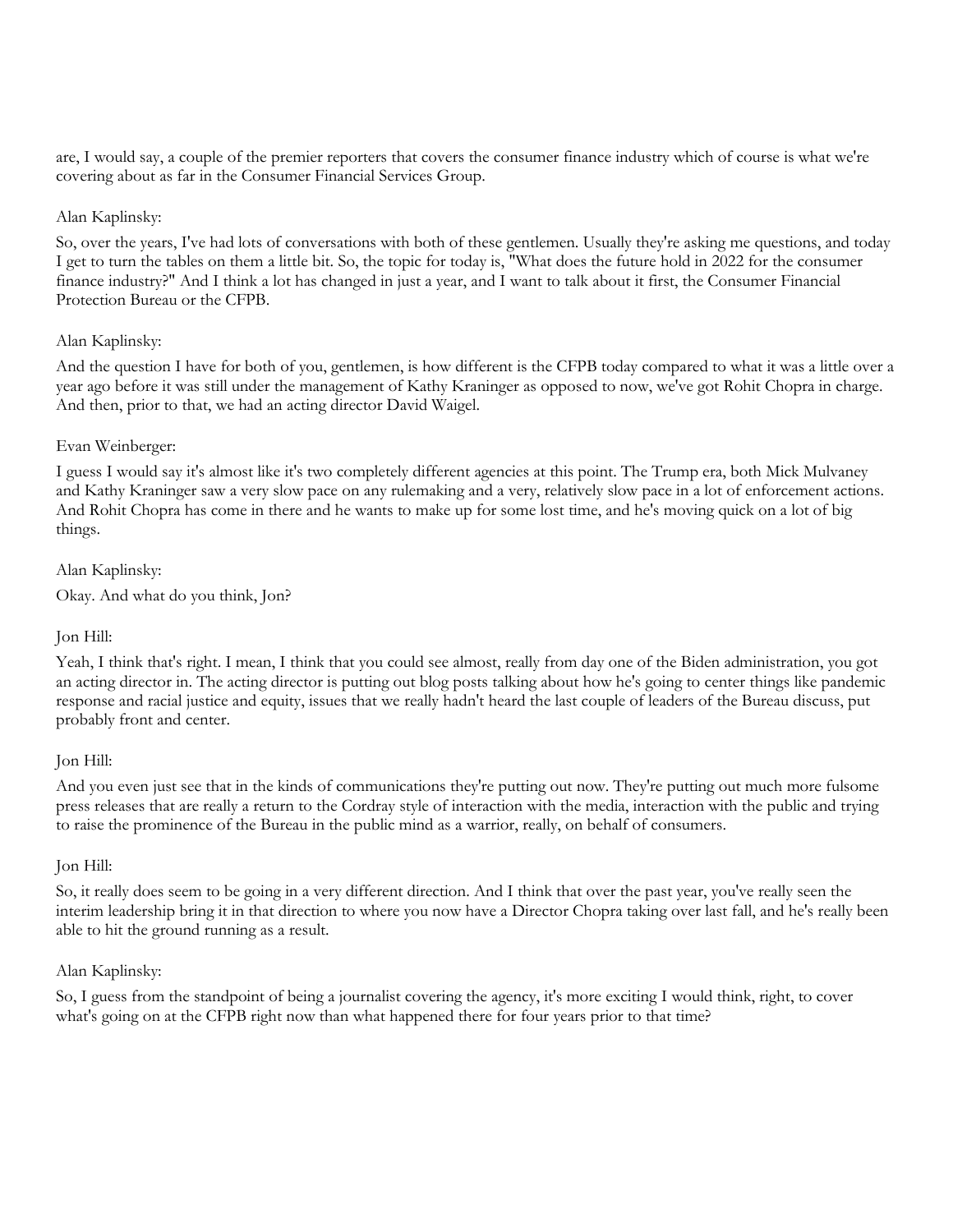are, I would say, a couple of the premier reporters that covers the consumer finance industry which of course is what we're covering about as far in the Consumer Financial Services Group.

Alan Kaplinsky:

So, over the years, I've had lots of conversations with both of these gentlemen. Usually they're asking me questions, and today I get to turn the tables on them a little bit. So, the topic for today is, "What does the future hold in 2022 for the consumer finance industry?" And I think a lot has changed in just a year, and I want to talk about it first, the Consumer Financial Protection Bureau or the CFPB.

Alan Kaplinsky:

And the question I have for both of you, gentlemen, is how different is the CFPB today compared to what it was a little over a year ago before it was still under the management of Kathy Kraninger as opposed to now, we've got Rohit Chopra in charge. And then, prior to that, we had an acting director David Waigel.

Evan Weinberger:

I guess I would say it's almost like it's two completely different agencies at this point. The Trump era, both Mick Mulvaney and Kathy Kraninger saw a very slow pace on any rulemaking and a very, relatively slow pace in a lot of enforcement actions. And Rohit Chopra has come in there and he wants to make up for some lost time, and he's moving quick on a lot of big things.

Alan Kaplinsky:

Okay. And what do you think, Jon?

Jon Hill:

Yeah, I think that's right. I mean, I think that you could see almost, really from day one of the Biden administration, you got an acting director in. The acting director is putting out blog posts talking about how he's going to center things like pandemic response and racial justice and equity, issues that we really hadn't heard the last couple of leaders of the Bureau discuss, put probably front and center.

Jon Hill:

And you even just see that in the kinds of communications they're putting out now. They're putting out much more fulsome press releases that are really a return to the Cordray style of interaction with the media, interaction with the public and trying to raise the prominence of the Bureau in the public mind as a warrior, really, on behalf of consumers.

Jon Hill:

So, it really does seem to be going in a very different direction. And I think that over the past year, you've really seen the interim leadership bring it in that direction to where you now have a Director Chopra taking over last fall, and he's really been able to hit the ground running as a result.

Alan Kaplinsky:

So, I guess from the standpoint of being a journalist covering the agency, it's more exciting I would think, right, to cover what's going on at the CFPB right now than what happened there for four years prior to that time?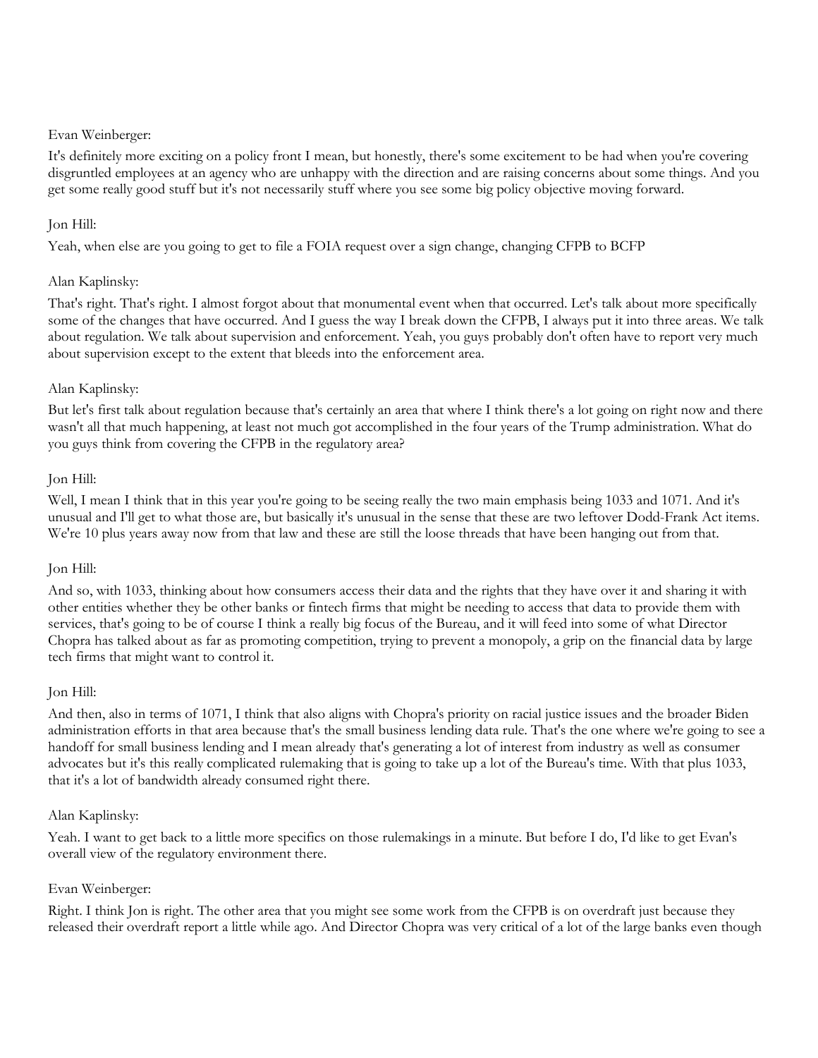Evan Weinberger:

It's definitely more exciting on a policy front I mean, but honestly, there's some excitement to be had when you're covering disgruntled employees at an agency who are unhappy with the direction and are raising concerns about some things. And you get some really good stuff but it's not necessarily stuff where you see some big policy objective moving forward.

Jon Hill:

Yeah, when else are you going to get to file a FOIA request over a sign change, changing CFPB to BCFP

Alan Kaplinsky:

That's right. That's right. I almost forgot about that monumental event when that occurred. Let's talk about more specifically some of the changes that have occurred. And I guess the way I break down the CFPB, I always put it into three areas. We talk about regulation. We talk about supervision and enforcement. Yeah, you guys probably don't often have to report very much about supervision except to the extent that bleeds into the enforcement area.

Alan Kaplinsky:

But let's first talk about regulation because that's certainly an area that where I think there's a lot going on right now and there wasn't all that much happening, at least not much got accomplished in the four years of the Trump administration. What do you guys think from covering the CFPB in the regulatory area?

Jon Hill:

Well, I mean I think that in this year you're going to be seeing really the two main emphasis being 1033 and 1071. And it's unusual and I'll get to what those are, but basically it's unusual in the sense that these are two leftover Dodd-Frank Act items. We're 10 plus years away now from that law and these are still the loose threads that have been hanging out from that.

Jon Hill:

And so, with 1033, thinking about how consumers access their data and the rights that they have over it and sharing it with other entities whether they be other banks or fintech firms that might be needing to access that data to provide them with services, that's going to be of course I think a really big focus of the Bureau, and it will feed into some of what Director Chopra has talked about as far as promoting competition, trying to prevent a monopoly, a grip on the financial data by large tech firms that might want to control it.

Jon Hill:

And then, also in terms of 1071, I think that also aligns with Chopra's priority on racial justice issues and the broader Biden administration efforts in that area because that's the small business lending data rule. That's the one where we're going to see a handoff for small business lending and I mean already that's generating a lot of interest from industry as well as consumer advocates but it's this really complicated rulemaking that is going to take up a lot of the Bureau's time. With that plus 1033, that it's a lot of bandwidth already consumed right there.

Alan Kaplinsky:

Yeah. I want to get back to a little more specifics on those rulemakings in a minute. But before I do, I'd like to get Evan's overall view of the regulatory environment there.

Evan Weinberger:

Right. I think Jon is right. The other area that you might see some work from the CFPB is on overdraft just because they released their overdraft report a little while ago. And Director Chopra was very critical of a lot of the large banks even though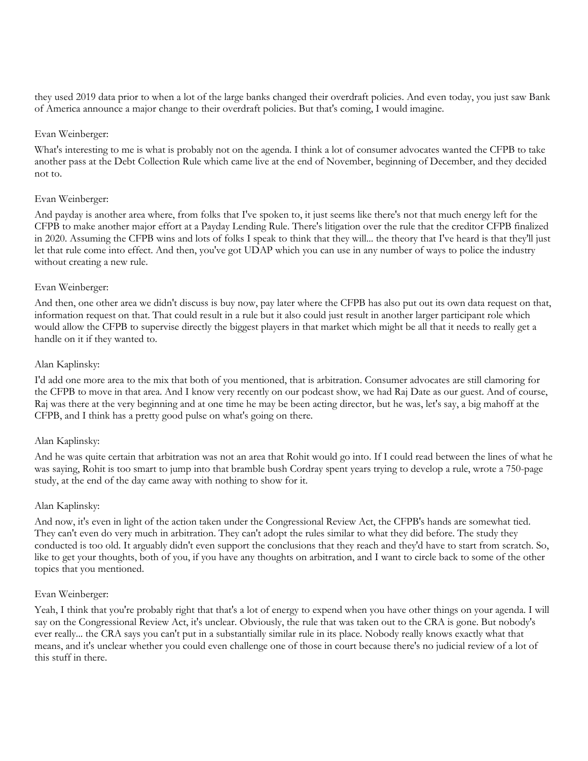they used 2019 data prior to when a lot of the large banks changed their overdraft policies. And even today, you just saw Bank of America announce a major change to their overdraft policies. But that's coming, I would imagine.

Evan Weinberger:

What's interesting to me is what is probably not on the agenda. I think a lot of consumer advocates wanted the CFPB to take another pass at the Debt Collection Rule which came live at the end of November, beginning of December, and they decided not to.

Evan Weinberger:

And payday is another area where, from folks that I've spoken to, it just seems like there's not that much energy left for the CFPB to make another major effort at a Payday Lending Rule. There's litigation over the rule that the creditor CFPB finalized in 2020. Assuming the CFPB wins and lots of folks I speak to think that they will... the theory that I've heard is that they'll just let that rule come into effect. And then, you've got UDAP which you can use in any number of ways to police the industry without creating a new rule.

Evan Weinberger:

And then, one other area we didn't discuss is buy now, pay later where the CFPB has also put out its own data request on that, information request on that. That could result in a rule but it also could just result in another larger participant role which would allow the CFPB to supervise directly the biggest players in that market which might be all that it needs to really get a handle on it if they wanted to.

Alan Kaplinsky:

I'd add one more area to the mix that both of you mentioned, that is arbitration. Consumer advocates are still clamoring for the CFPB to move in that area. And I know very recently on our podcast show, we had Raj Date as our guest. And of course, Raj was there at the very beginning and at one time he may be been acting director, but he was, let's say, a big mahoff at the CFPB, and I think has a pretty good pulse on what's going on there.

Alan Kaplinsky:

And he was quite certain that arbitration was not an area that Rohit would go into. If I could read between the lines of what he was saying, Rohit is too smart to jump into that bramble bush Cordray spent years trying to develop a rule, wrote a 750-page study, at the end of the day came away with nothing to show for it.

Alan Kaplinsky:

And now, it's even in light of the action taken under the Congressional Review Act, the CFPB's hands are somewhat tied. They can't even do very much in arbitration. They can't adopt the rules similar to what they did before. The study they conducted is too old. It arguably didn't even support the conclusions that they reach and they'd have to start from scratch. So, like to get your thoughts, both of you, if you have any thoughts on arbitration, and I want to circle back to some of the other topics that you mentioned.

Evan Weinberger:

Yeah, I think that you're probably right that that's a lot of energy to expend when you have other things on your agenda. I will say on the Congressional Review Act, it's unclear. Obviously, the rule that was taken out to the CRA is gone. But nobody's ever really... the CRA says you can't put in a substantially similar rule in its place. Nobody really knows exactly what that means, and it's unclear whether you could even challenge one of those in court because there's no judicial review of a lot of this stuff in there.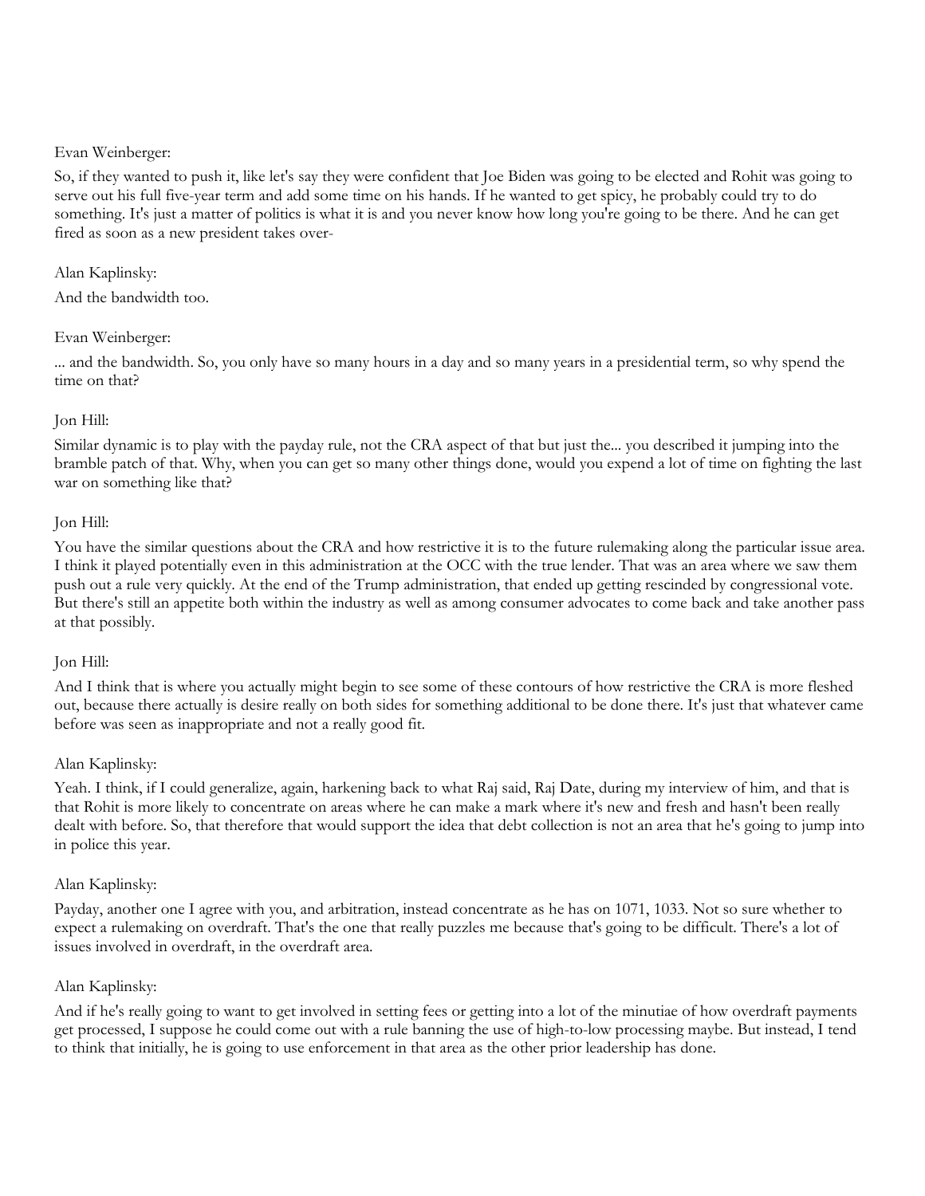Evan Weinberger:

So, if they wanted to push it, like let's say they were confident that Joe Biden was going to be elected and Rohit was going to serve out his full five-year term and add some time on his hands. If he wanted to get spicy, he probably could try to do something. It's just a matter of politics is what it is and you never know how long you're going to be there. And he can get fired as soon as a new president takes over-

Alan Kaplinsky:

And the bandwidth too.

Evan Weinberger:

... and the bandwidth. So, you only have so many hours in a day and so many years in a presidential term, so why spend the time on that?

Jon Hill:

Similar dynamic is to play with the payday rule, not the CRA aspect of that but just the... you described it jumping into the bramble patch of that. Why, when you can get so many other things done, would you expend a lot of time on fighting the last war on something like that?

Jon Hill:

You have the similar questions about the CRA and how restrictive it is to the future rulemaking along the particular issue area. I think it played potentially even in this administration at the OCC with the true lender. That was an area where we saw them push out a rule very quickly. At the end of the Trump administration, that ended up getting rescinded by congressional vote. But there's still an appetite both within the industry as well as among consumer advocates to come back and take another pass at that possibly.

Jon Hill:

And I think that is where you actually might begin to see some of these contours of how restrictive the CRA is more fleshed out, because there actually is desire really on both sides for something additional to be done there. It's just that whatever came before was seen as inappropriate and not a really good fit.

Alan Kaplinsky:

Yeah. I think, if I could generalize, again, harkening back to what Raj said, Raj Date, during my interview of him, and that is that Rohit is more likely to concentrate on areas where he can make a mark where it's new and fresh and hasn't been really dealt with before. So, that therefore that would support the idea that debt collection is not an area that he's going to jump into in police this year.

Alan Kaplinsky:

Payday, another one I agree with you, and arbitration, instead concentrate as he has on 1071, 1033. Not so sure whether to expect a rulemaking on overdraft. That's the one that really puzzles me because that's going to be difficult. There's a lot of issues involved in overdraft, in the overdraft area.

Alan Kaplinsky:

And if he's really going to want to get involved in setting fees or getting into a lot of the minutiae of how overdraft payments get processed, I suppose he could come out with a rule banning the use of high-to-low processing maybe. But instead, I tend to think that initially, he is going to use enforcement in that area as the other prior leadership has done.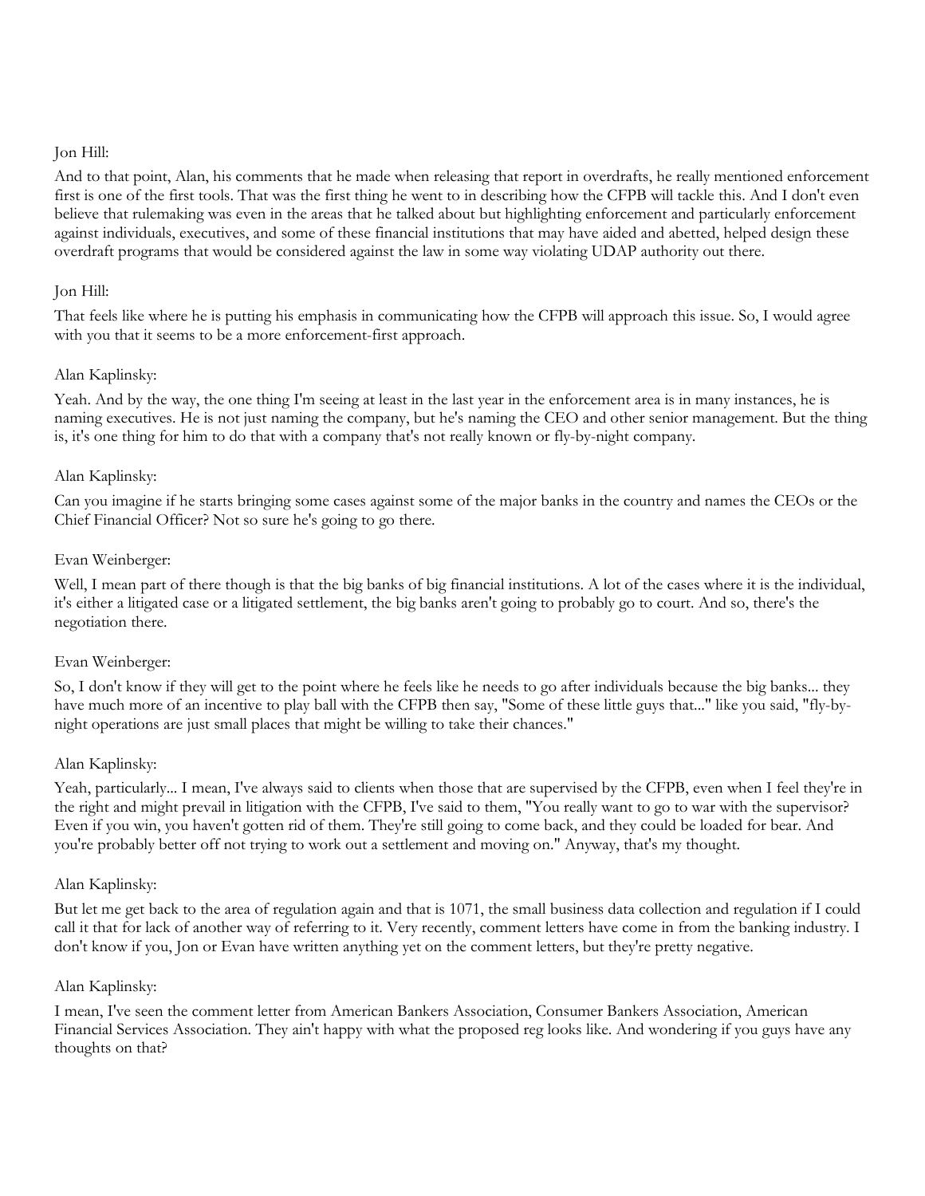Jon Hill:

And to that point, Alan, his comments that he made when releasing that report in overdrafts, he really mentioned enforcement first is one of the first tools. That was the first thing he went to in describing how the CFPB will tackle this. And I don't even believe that rulemaking was even in the areas that he talked about but highlighting enforcement and particularly enforcement against individuals, executives, and some of these financial institutions that may have aided and abetted, helped design these overdraft programs that would be considered against the law in some way violating UDAP authority out there.

Jon Hill:

That feels like where he is putting his emphasis in communicating how the CFPB will approach this issue. So, I would agree with you that it seems to be a more enforcement-first approach.

Alan Kaplinsky:

Yeah. And by the way, the one thing I'm seeing at least in the last year in the enforcement area is in many instances, he is naming executives. He is not just naming the company, but he's naming the CEO and other senior management. But the thing is, it's one thing for him to do that with a company that's not really known or fly-by-night company.

Alan Kaplinsky:

Can you imagine if he starts bringing some cases against some of the major banks in the country and names the CEOs or the Chief Financial Officer? Not so sure he's going to go there.

Evan Weinberger:

Well, I mean part of there though is that the big banks of big financial institutions. A lot of the cases where it is the individual, it's either a litigated case or a litigated settlement, the big banks aren't going to probably go to court. And so, there's the negotiation there.

Evan Weinberger:

So, I don't know if they will get to the point where he feels like he needs to go after individuals because the big banks... they have much more of an incentive to play ball with the CFPB then say, "Some of these little guys that..." like you said, "fly-by-night operations are just small places that might be willing to take their chances."

Alan Kaplinsky:

Yeah, particularly... I mean, I've always said to clients when those that are supervised by the CFPB, even when I feel they're in the right and might prevail in litigation with the CFPB, I've said to them, "You really want to go to war with the supervisor? Even if you win, you haven't gotten rid of them. They're still going to come back, and they could be loaded for bear. And you're probably better off not trying to work out a settlement and moving on." Anyway, that's my thought.

Alan Kaplinsky:

But let me get back to the area of regulation again and that is 1071, the small business data collection and regulation if I could call it that for lack of another way of referring to it. Very recently, comment letters have come in from the banking industry. I don't know if you, Jon or Evan have written anything yet on the comment letters, but they're pretty negative.

Alan Kaplinsky:

I mean, I've seen the comment letter from American Bankers Association, Consumer Bankers Association, American Financial Services Association. They ain't happy with what the proposed reg looks like. And wondering if you guys have any thoughts on that?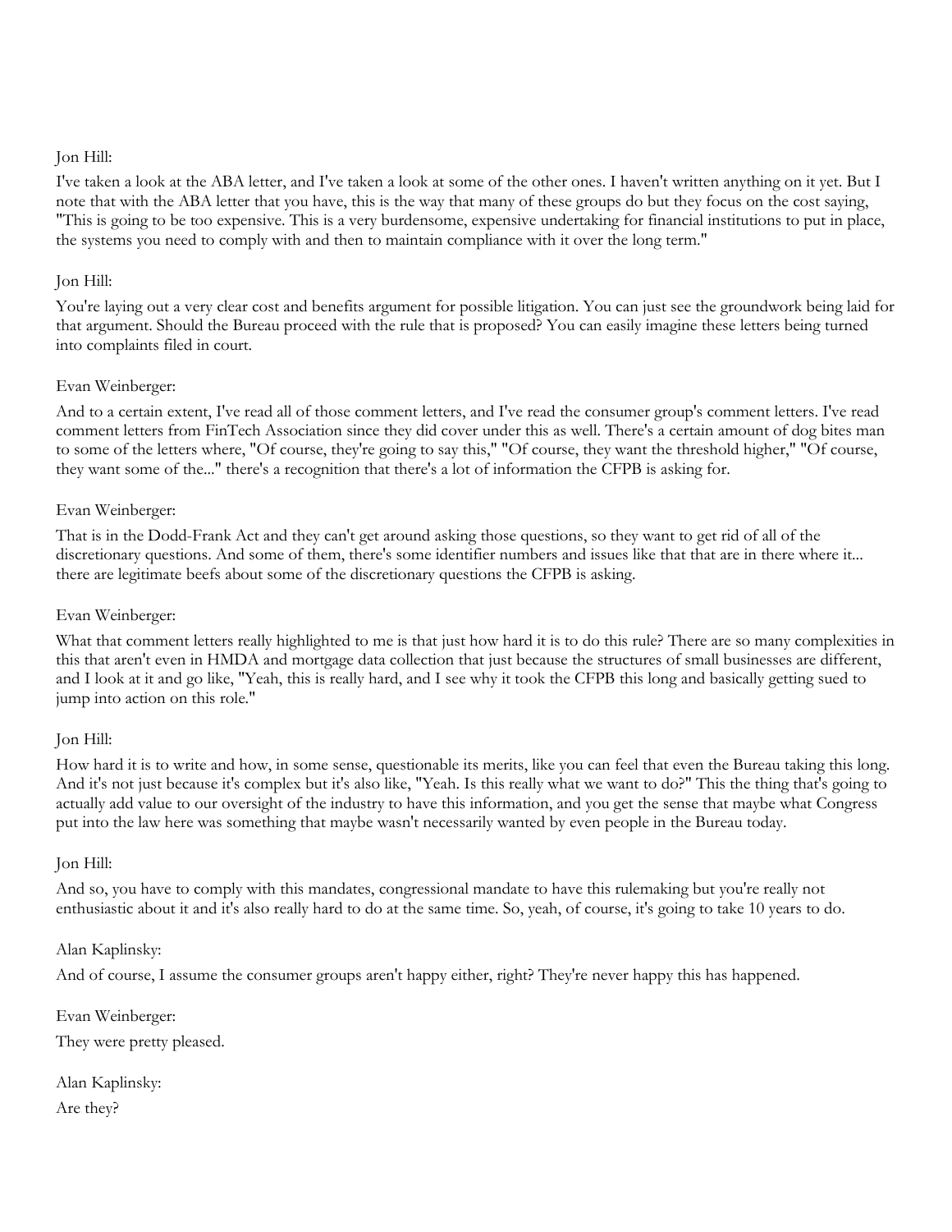Jon Hill:

I've taken a look at the ABA letter, and I've taken a look at some of the other ones. I haven't written anything on it yet. But I note that with the ABA letter that you have, this is the way that many of these groups do but they focus on the cost saying, "This is going to be too expensive. This is a very burdensome, expensive undertaking for financial institutions to put in place, the systems you need to comply with and then to maintain compliance with it over the long term."

Jon Hill:

You're laying out a very clear cost and benefits argument for possible litigation. You can just see the groundwork being laid for that argument. Should the Bureau proceed with the rule that is proposed? You can easily imagine these letters being turned into complaints filed in court.

Evan Weinberger:

And to a certain extent, I've read all of those comment letters, and I've read the consumer group's comment letters. I've read comment letters from FinTech Association since they did cover under this as well. There's a certain amount of dog bites man to some of the letters where, "Of course, they're going to say this," "Of course, they want the threshold higher," "Of course, they want some of the..." there's a recognition that there's a lot of information the CFPB is asking for.

Evan Weinberger:

That is in the Dodd-Frank Act and they can't get around asking those questions, so they want to get rid of all of the discretionary questions. And some of them, there's some identifier numbers and issues like that that are in there where it... there are legitimate beefs about some of the discretionary questions the CFPB is asking.

Evan Weinberger:

What that comment letters really highlighted to me is that just how hard it is to do this rule? There are so many complexities in this that aren't even in HMDA and mortgage data collection that just because the structures of small businesses are different, and I look at it and go like, "Yeah, this is really hard, and I see why it took the CFPB this long and basically getting sued to jump into action on this role."

Jon Hill:

How hard it is to write and how, in some sense, questionable its merits, like you can feel that even the Bureau taking this long. And it's not just because it's complex but it's also like, "Yeah. Is this really what we want to do?" This the thing that's going to actually add value to our oversight of the industry to have this information, and you get the sense that maybe what Congress put into the law here was something that maybe wasn't necessarily wanted by even people in the Bureau today.

Jon Hill:

And so, you have to comply with this mandates, congressional mandate to have this rulemaking but you're really not enthusiastic about it and it's also really hard to do at the same time. So, yeah, of course, it's going to take 10 years to do.

Alan Kaplinsky:

And of course, I assume the consumer groups aren't happy either, right? They're never happy this has happened.

Evan Weinberger:

They were pretty pleased.

Alan Kaplinsky:

Are they?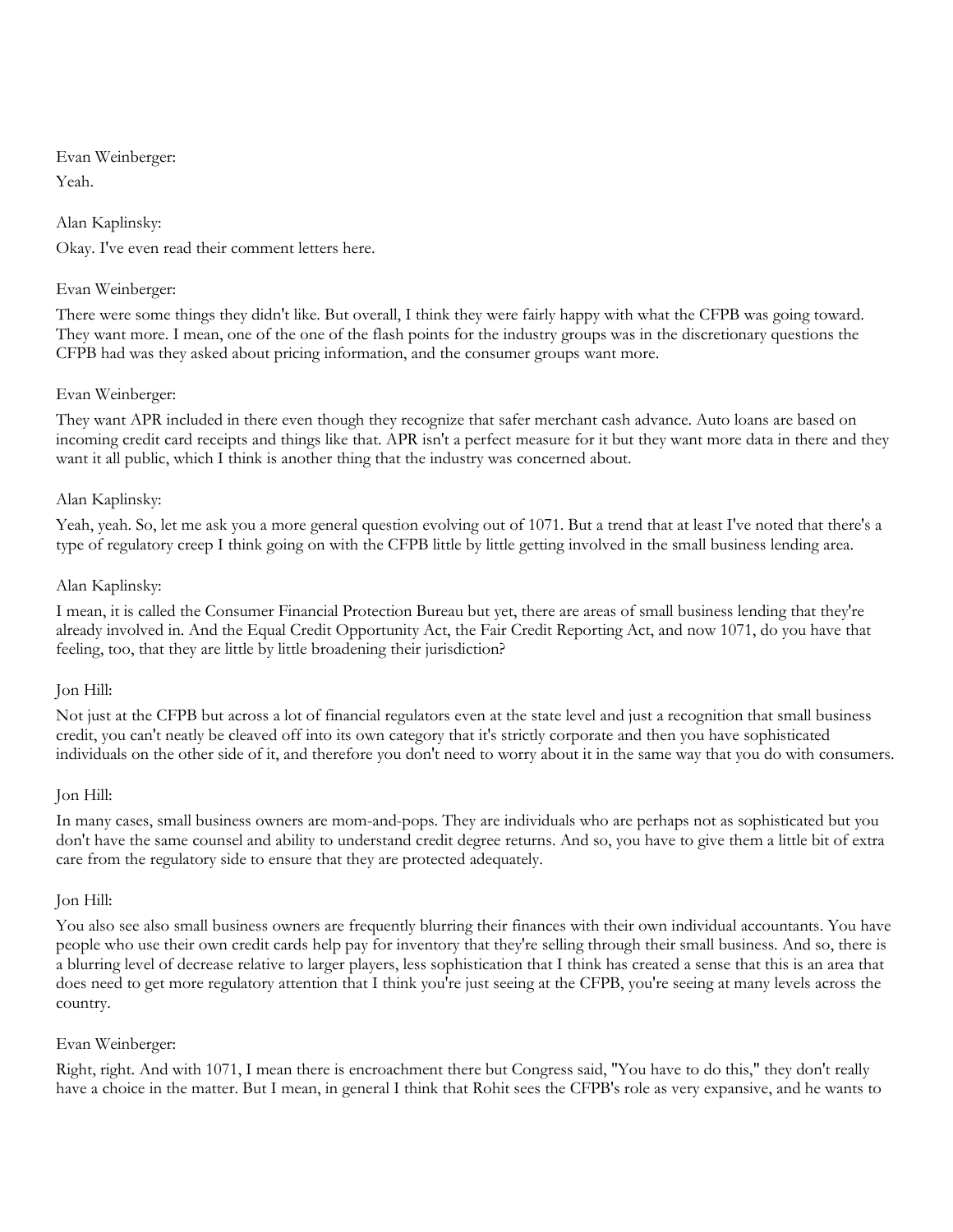Evan Weinberger:

Yeah.

Alan Kaplinsky:

Okay. I've even read their comment letters here.

Evan Weinberger:

There were some things they didn't like. But overall, I think they were fairly happy with what the CFPB was going toward. They want more. I mean, one of the one of the flash points for the industry groups was in the discretionary questions the CFPB had was they asked about pricing information, and the consumer groups want more.

Evan Weinberger:

They want APR included in there even though they recognize that safer merchant cash advance. Auto loans are based on incoming credit card receipts and things like that. APR isn't a perfect measure for it but they want more data in there and they want it all public, which I think is another thing that the industry was concerned about.

Alan Kaplinsky:

Yeah, yeah. So, let me ask you a more general question evolving out of 1071. But a trend that at least I've noted that there's a type of regulatory creep I think going on with the CFPB little by little getting involved in the small business lending area.

Alan Kaplinsky:

I mean, it is called the Consumer Financial Protection Bureau but yet, there are areas of small business lending that they're already involved in. And the Equal Credit Opportunity Act, the Fair Credit Reporting Act, and now 1071, do you have that feeling, too, that they are little by little broadening their jurisdiction?

Jon Hill:

Not just at the CFPB but across a lot of financial regulators even at the state level and just a recognition that small business credit, you can't neatly be cleaved off into its own category that it's strictly corporate and then you have sophisticated individuals on the other side of it, and therefore you don't need to worry about it in the same way that you do with consumers.

Jon Hill:

In many cases, small business owners are mom-and-pops. They are individuals who are perhaps not as sophisticated but you don't have the same counsel and ability to understand credit degree returns. And so, you have to give them a little bit of extra care from the regulatory side to ensure that they are protected adequately.

Jon Hill:

You also see also small business owners are frequently blurring their finances with their own individual accountants. You have people who use their own credit cards help pay for inventory that they're selling through their small business. And so, there is a blurring level of decrease relative to larger players, less sophistication that I think has created a sense that this is an area that does need to get more regulatory attention that I think you're just seeing at the CFPB, you're seeing at many levels across the country.

Evan Weinberger:

Right, right. And with 1071, I mean there is encroachment there but Congress said, "You have to do this," they don't really have a choice in the matter. But I mean, in general I think that Rohit sees the CFPB's role as very expansive, and he wants to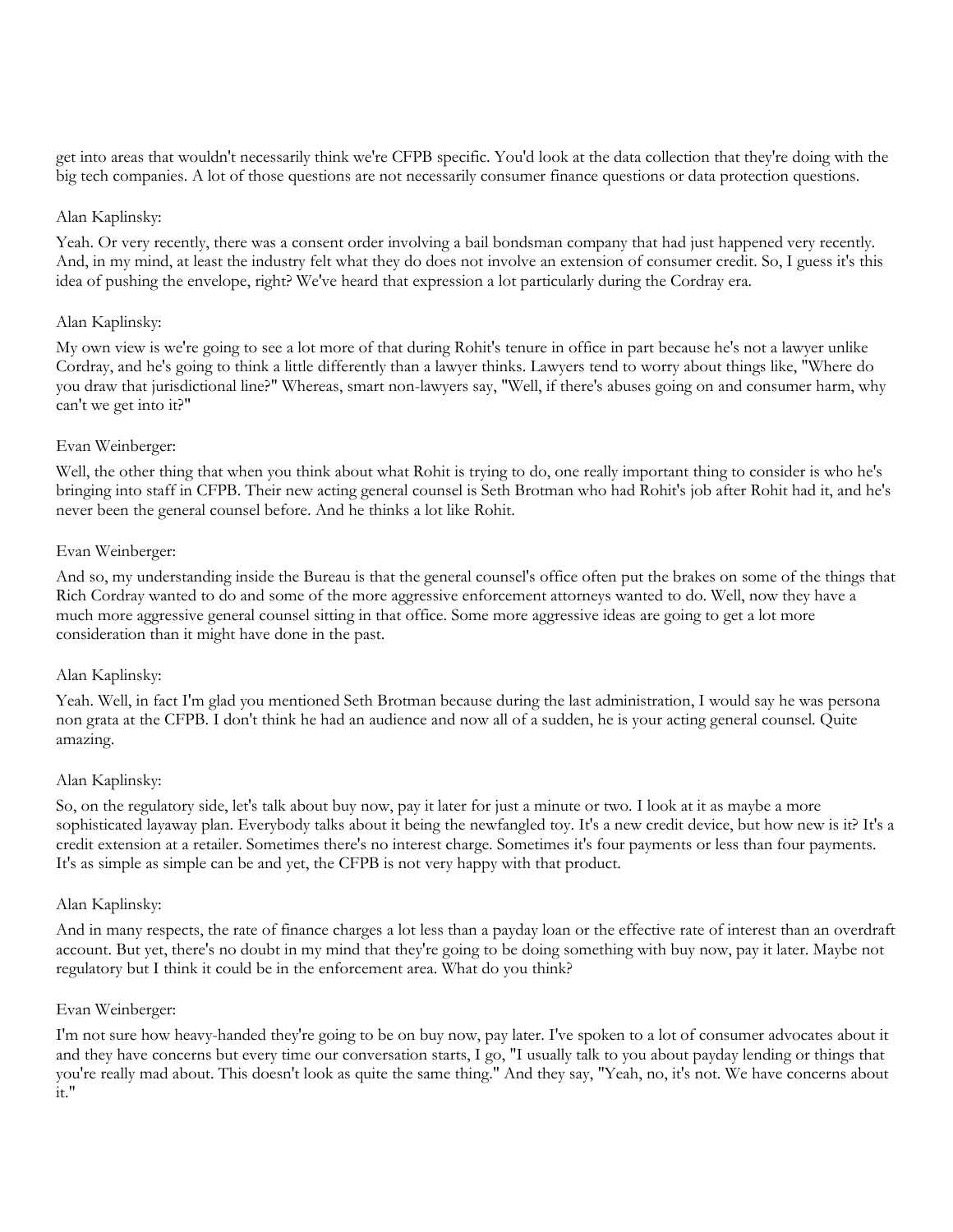get into areas that wouldn't necessarily think we're CFPB specific. You'd look at the data collection that they're doing with the big tech companies. A lot of those questions are not necessarily consumer finance questions or data protection questions.

Alan Kaplinsky:

Yeah. Or very recently, there was a consent order involving a bail bondsman company that had just happened very recently. And, in my mind, at least the industry felt what they do does not involve an extension of consumer credit. So, I guess it's this idea of pushing the envelope, right? We've heard that expression a lot particularly during the Cordray era.

Alan Kaplinsky:

My own view is we're going to see a lot more of that during Rohit's tenure in office in part because he's not a lawyer unlike Cordray, and he's going to think a little differently than a lawyer thinks. Lawyers tend to worry about things like, "Where do you draw that jurisdictional line?" Whereas, smart non-lawyers say, "Well, if there's abuses going on and consumer harm, why can't we get into it?"

Evan Weinberger:

Well, the other thing that when you think about what Rohit is trying to do, one really important thing to consider is who he's bringing into staff in CFPB. Their new acting general counsel is Seth Brotman who had Rohit's job after Rohit had it, and he's never been the general counsel before. And he thinks a lot like Rohit.

Evan Weinberger:

And so, my understanding inside the Bureau is that the general counsel's office often put the brakes on some of the things that Rich Cordray wanted to do and some of the more aggressive enforcement attorneys wanted to do. Well, now they have a much more aggressive general counsel sitting in that office. Some more aggressive ideas are going to get a lot more consideration than it might have done in the past.

Alan Kaplinsky:

Yeah. Well, in fact I'm glad you mentioned Seth Brotman because during the last administration, I would say he was persona non grata at the CFPB. I don't think he had an audience and now all of a sudden, he is your acting general counsel. Quite amazing.

Alan Kaplinsky:

So, on the regulatory side, let's talk about buy now, pay it later for just a minute or two. I look at it as maybe a more sophisticated layaway plan. Everybody talks about it being the newfangled toy. It's a new credit device, but how new is it? It's a credit extension at a retailer. Sometimes there's no interest charge. Sometimes it's four payments or less than four payments. It's as simple as simple can be and yet, the CFPB is not very happy with that product.

Alan Kaplinsky:

And in many respects, the rate of finance charges a lot less than a payday loan or the effective rate of interest than an overdraft account. But yet, there's no doubt in my mind that they're going to be doing something with buy now, pay it later. Maybe not regulatory but I think it could be in the enforcement area. What do you think?

Evan Weinberger:

I'm not sure how heavy-handed they're going to be on buy now, pay later. I've spoken to a lot of consumer advocates about it and they have concerns but every time our conversation starts, I go, "I usually talk to you about payday lending or things that you're really mad about. This doesn't look as quite the same thing." And they say, "Yeah, no, it's not. We have concerns about it."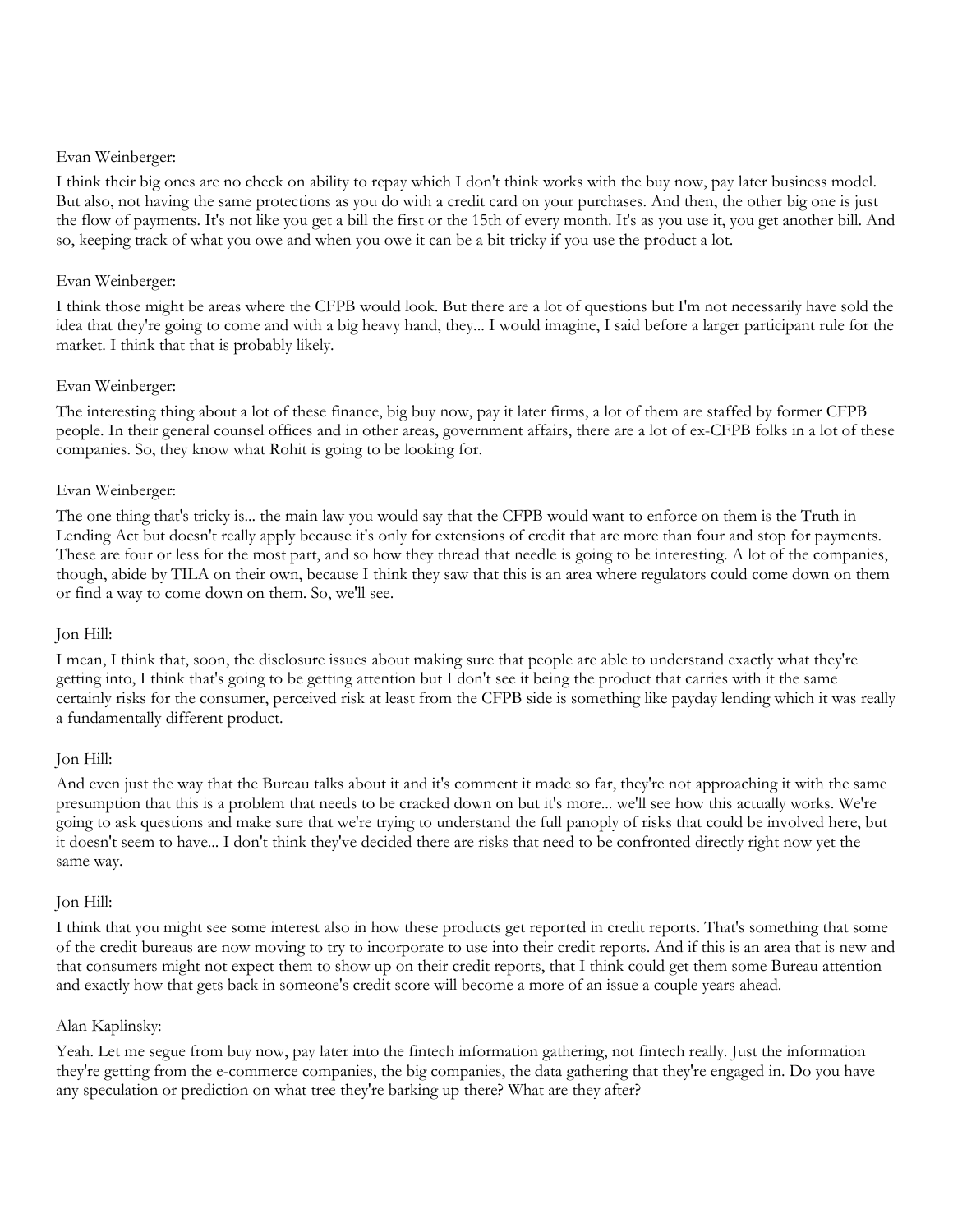Evan Weinberger:

I think their big ones are no check on ability to repay which I don't think works with the buy now, pay later business model. But also, not having the same protections as you do with a credit card on your purchases. And then, the other big one is just the flow of payments. It's not like you get a bill the first or the 15th of every month. It's as you use it, you get another bill. And so, keeping track of what you owe and when you owe it can be a bit tricky if you use the product a lot.

Evan Weinberger:

I think those might be areas where the CFPB would look. But there are a lot of questions but I'm not necessarily have sold the idea that they're going to come and with a big heavy hand, they... I would imagine, I said before a larger participant rule for the market. I think that that is probably likely.

Evan Weinberger:

The interesting thing about a lot of these finance, big buy now, pay it later firms, a lot of them are staffed by former CFPB people. In their general counsel offices and in other areas, government affairs, there are a lot of ex-CFPB folks in a lot of these companies. So, they know what Rohit is going to be looking for.

Evan Weinberger:

The one thing that's tricky is... the main law you would say that the CFPB would want to enforce on them is the Truth in Lending Act but doesn't really apply because it's only for extensions of credit that are more than four and stop for payments. These are four or less for the most part, and so how they thread that needle is going to be interesting. A lot of the companies, though, abide by TILA on their own, because I think they saw that this is an area where regulators could come down on them or find a way to come down on them. So, we'll see.

Jon Hill:

I mean, I think that, soon, the disclosure issues about making sure that people are able to understand exactly what they're getting into, I think that's going to be getting attention but I don't see it being the product that carries with it the same certainly risks for the consumer, perceived risk at least from the CFPB side is something like payday lending which it was really a fundamentally different product.

Jon Hill:

And even just the way that the Bureau talks about it and it's comment it made so far, they're not approaching it with the same presumption that this is a problem that needs to be cracked down on but it's more... we'll see how this actually works. We're going to ask questions and make sure that we're trying to understand the full panoply of risks that could be involved here, but it doesn't seem to have... I don't think they've decided there are risks that need to be confronted directly right now yet the same way.

Jon Hill:

I think that you might see some interest also in how these products get reported in credit reports. That's something that some of the credit bureaus are now moving to try to incorporate to use into their credit reports. And if this is an area that is new and that consumers might not expect them to show up on their credit reports, that I think could get them some Bureau attention and exactly how that gets back in someone's credit score will become a more of an issue a couple years ahead.

Alan Kaplinsky:

Yeah. Let me segue from buy now, pay later into the fintech information gathering, not fintech really. Just the information they're getting from the e-commerce companies, the big companies, the data gathering that they're engaged in. Do you have any speculation or prediction on what tree they're barking up there? What are they after?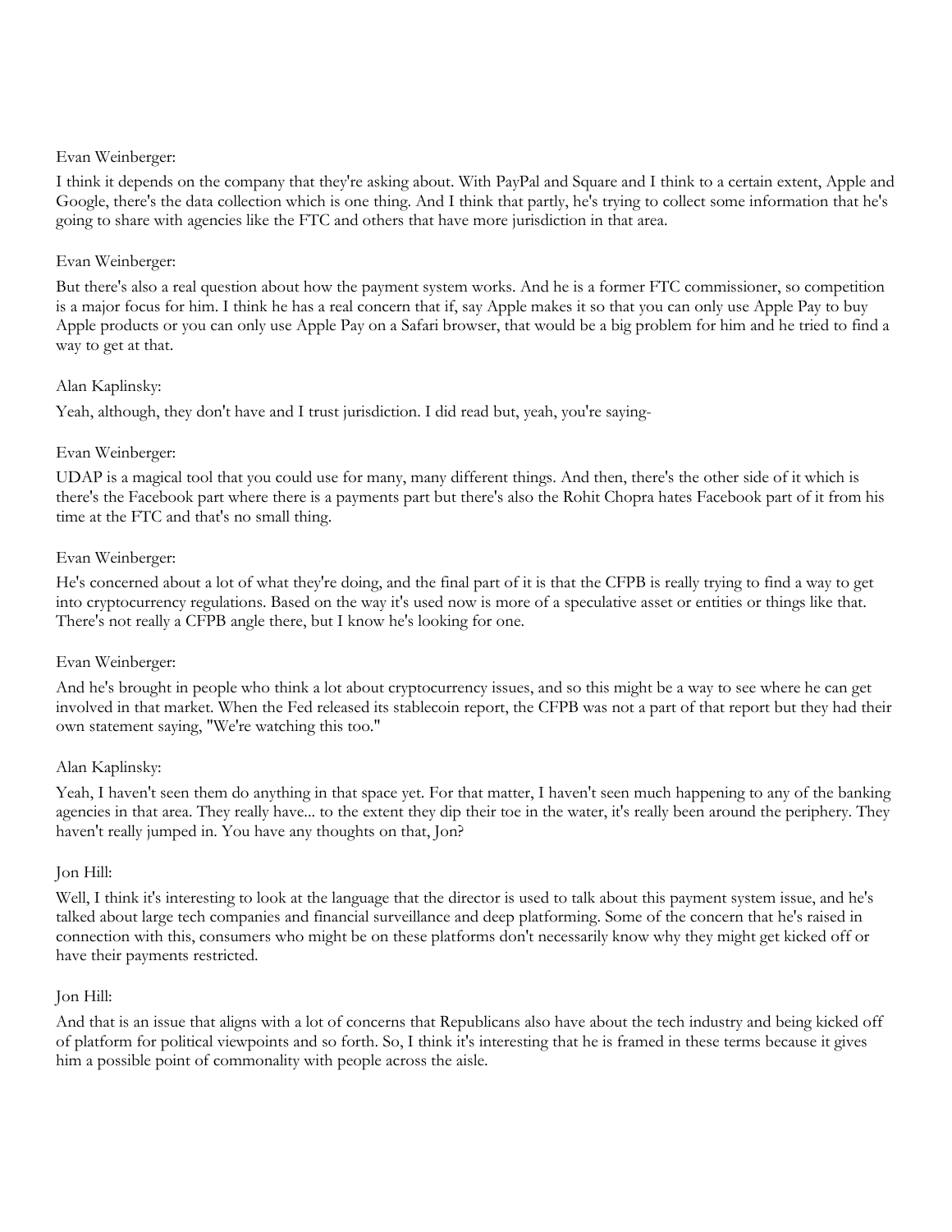Evan Weinberger:

I think it depends on the company that they're asking about. With PayPal and Square and I think to a certain extent, Apple and Google, there's the data collection which is one thing. And I think that partly, he's trying to collect some information that he's going to share with agencies like the FTC and others that have more jurisdiction in that area.

Evan Weinberger:

But there's also a real question about how the payment system works. And he is a former FTC commissioner, so competition is a major focus for him. I think he has a real concern that if, say Apple makes it so that you can only use Apple Pay to buy Apple products or you can only use Apple Pay on a Safari browser, that would be a big problem for him and he tried to find a way to get at that.

Alan Kaplinsky:

Yeah, although, they don't have and I trust jurisdiction. I did read but, yeah, you're saying-

Evan Weinberger:

UDAP is a magical tool that you could use for many, many different things. And then, there's the other side of it which is there's the Facebook part where there is a payments part but there's also the Rohit Chopra hates Facebook part of it from his time at the FTC and that's no small thing.

Evan Weinberger:

He's concerned about a lot of what they're doing, and the final part of it is that the CFPB is really trying to find a way to get into cryptocurrency regulations. Based on the way it's used now is more of a speculative asset or entities or things like that. There's not really a CFPB angle there, but I know he's looking for one.

Evan Weinberger:

And he's brought in people who think a lot about cryptocurrency issues, and so this might be a way to see where he can get involved in that market. When the Fed released its stablecoin report, the CFPB was not a part of that report but they had their own statement saying, "We're watching this too."

Alan Kaplinsky:

Yeah, I haven't seen them do anything in that space yet. For that matter, I haven't seen much happening to any of the banking agencies in that area. They really have... to the extent they dip their toe in the water, it's really been around the periphery. They haven't really jumped in. You have any thoughts on that, Jon?

Jon Hill:

Well, I think it's interesting to look at the language that the director is used to talk about this payment system issue, and he's talked about large tech companies and financial surveillance and deep platforming. Some of the concern that he's raised in connection with this, consumers who might be on these platforms don't necessarily know why they might get kicked off or have their payments restricted.

Jon Hill:

And that is an issue that aligns with a lot of concerns that Republicans also have about the tech industry and being kicked off of platform for political viewpoints and so forth. So, I think it's interesting that he is framed in these terms because it gives him a possible point of commonality with people across the aisle.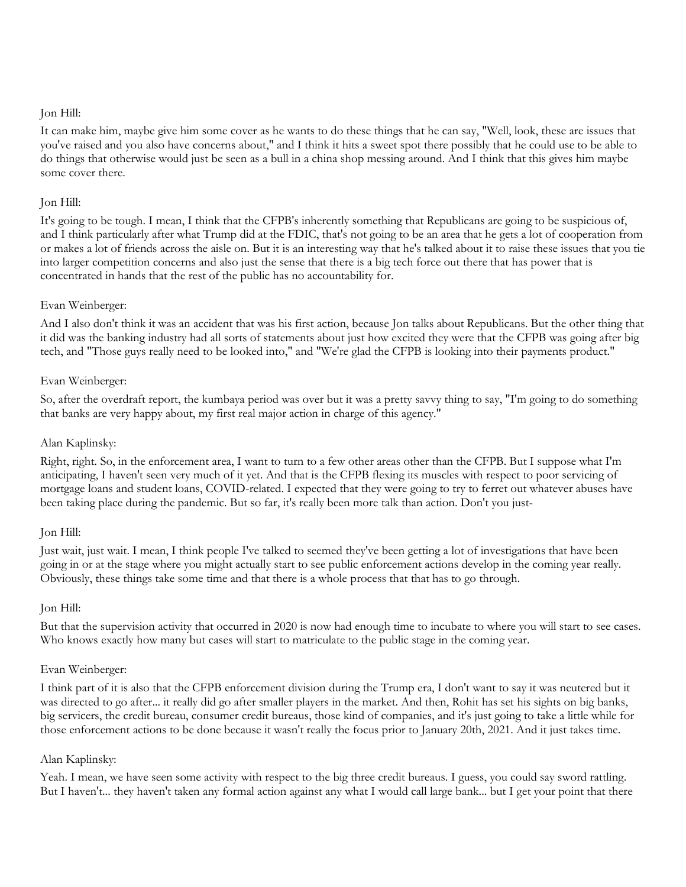Jon Hill:

It can make him, maybe give him some cover as he wants to do these things that he can say, "Well, look, these are issues that you've raised and you also have concerns about," and I think it hits a sweet spot there possibly that he could use to be able to do things that otherwise would just be seen as a bull in a china shop messing around. And I think that this gives him maybe some cover there.

Jon Hill:

It's going to be tough. I mean, I think that the CFPB's inherently something that Republicans are going to be suspicious of, and I think particularly after what Trump did at the FDIC, that's not going to be an area that he gets a lot of cooperation from or makes a lot of friends across the aisle on. But it is an interesting way that he's talked about it to raise these issues that you tie into larger competition concerns and also just the sense that there is a big tech force out there that has power that is concentrated in hands that the rest of the public has no accountability for.

Evan Weinberger:

And I also don't think it was an accident that was his first action, because Jon talks about Republicans. But the other thing that it did was the banking industry had all sorts of statements about just how excited they were that the CFPB was going after big tech, and "Those guys really need to be looked into," and "We're glad the CFPB is looking into their payments product."

Evan Weinberger:

So, after the overdraft report, the kumbaya period was over but it was a pretty savvy thing to say, "I'm going to do something that banks are very happy about, my first real major action in charge of this agency."

Alan Kaplinsky:

Right, right. So, in the enforcement area, I want to turn to a few other areas other than the CFPB. But I suppose what I'm anticipating, I haven't seen very much of it yet. And that is the CFPB flexing its muscles with respect to poor servicing of mortgage loans and student loans, COVID-related. I expected that they were going to try to ferret out whatever abuses have been taking place during the pandemic. But so far, it's really been more talk than action. Don't you just-

Jon Hill:

Just wait, just wait. I mean, I think people I've talked to seemed they've been getting a lot of investigations that have been going in or at the stage where you might actually start to see public enforcement actions develop in the coming year really. Obviously, these things take some time and that there is a whole process that that has to go through.

Jon Hill:

But that the supervision activity that occurred in 2020 is now had enough time to incubate to where you will start to see cases. Who knows exactly how many but cases will start to matriculate to the public stage in the coming year.

Evan Weinberger:

I think part of it is also that the CFPB enforcement division during the Trump era, I don't want to say it was neutered but it was directed to go after... it really did go after smaller players in the market. And then, Rohit has set his sights on big banks, big servicers, the credit bureau, consumer credit bureaus, those kind of companies, and it's just going to take a little while for those enforcement actions to be done because it wasn't really the focus prior to January 20th, 2021. And it just takes time.

Alan Kaplinsky:

Yeah. I mean, we have seen some activity with respect to the big three credit bureaus. I guess, you could say sword rattling. But I haven't... they haven't taken any formal action against any what I would call large bank... but I get your point that there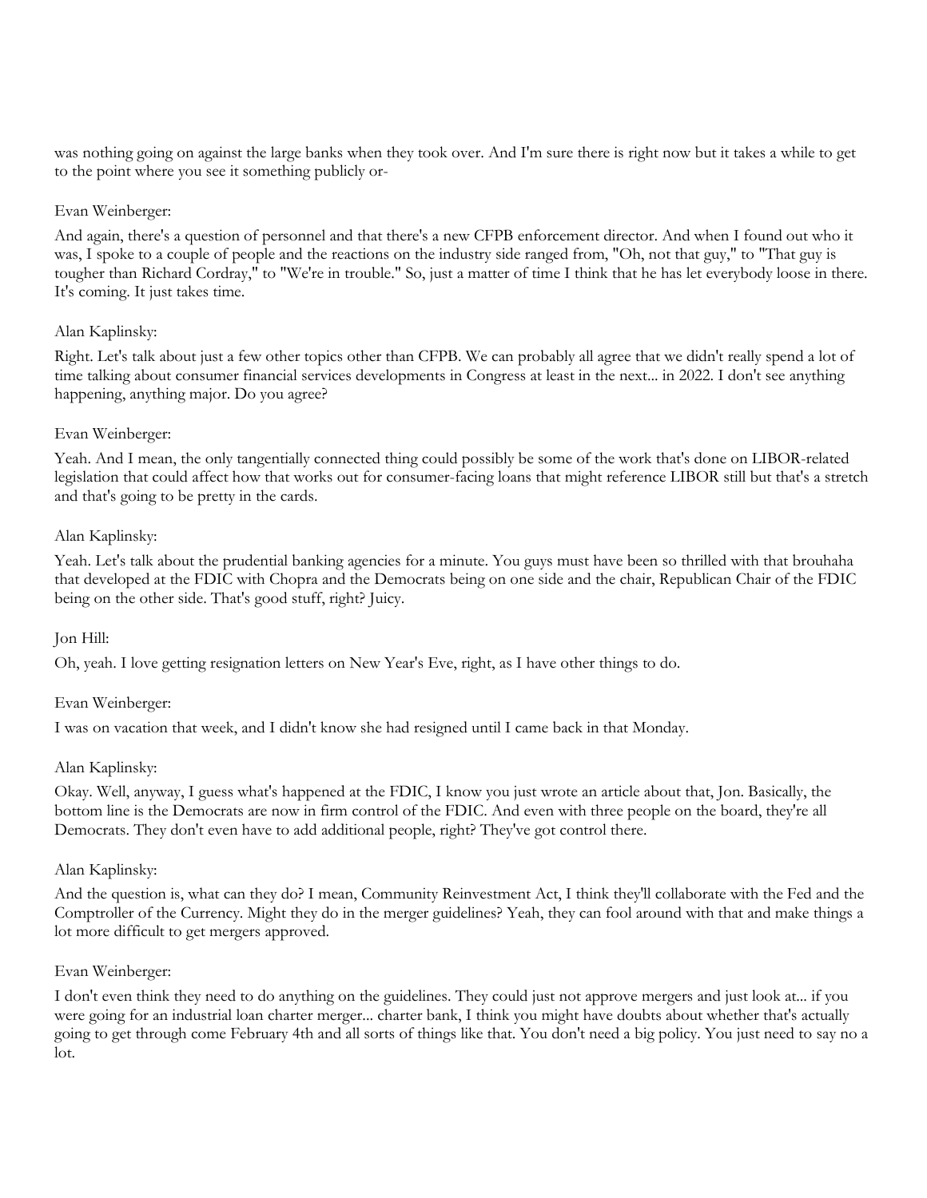was nothing going on against the large banks when they took over. And I'm sure there is right now but it takes a while to get to the point where you see it something publicly or-

Evan Weinberger:

And again, there's a question of personnel and that there's a new CFPB enforcement director. And when I found out who it was, I spoke to a couple of people and the reactions on the industry side ranged from, "Oh, not that guy," to "That guy is tougher than Richard Cordray," to "We're in trouble." So, just a matter of time I think that he has let everybody loose in there. It's coming. It just takes time.

Alan Kaplinsky:

Right. Let's talk about just a few other topics other than CFPB. We can probably all agree that we didn't really spend a lot of time talking about consumer financial services developments in Congress at least in the next... in 2022. I don't see anything happening, anything major. Do you agree?

Evan Weinberger:

Yeah. And I mean, the only tangentially connected thing could possibly be some of the work that's done on LIBOR-related legislation that could affect how that works out for consumer-facing loans that might reference LIBOR still but that's a stretch and that's going to be pretty in the cards.

Alan Kaplinsky:

Yeah. Let's talk about the prudential banking agencies for a minute. You guys must have been so thrilled with that brouhaha that developed at the FDIC with Chopra and the Democrats being on one side and the chair, Republican Chair of the FDIC being on the other side. That's good stuff, right? Juicy.

Jon Hill:

Oh, yeah. I love getting resignation letters on New Year's Eve, right, as I have other things to do.

Evan Weinberger:

I was on vacation that week, and I didn't know she had resigned until I came back in that Monday.

Alan Kaplinsky:

Okay. Well, anyway, I guess what's happened at the FDIC, I know you just wrote an article about that, Jon. Basically, the bottom line is the Democrats are now in firm control of the FDIC. And even with three people on the board, they're all Democrats. They don't even have to add additional people, right? They've got control there.

Alan Kaplinsky:

And the question is, what can they do? I mean, Community Reinvestment Act, I think they'll collaborate with the Fed and the Comptroller of the Currency. Might they do in the merger guidelines? Yeah, they can fool around with that and make things a lot more difficult to get mergers approved.

Evan Weinberger:

I don't even think they need to do anything on the guidelines. They could just not approve mergers and just look at... if you were going for an industrial loan charter merger... charter bank, I think you might have doubts about whether that's actually going to get through come February 4th and all sorts of things like that. You don't need a big policy. You just need to say no a lot.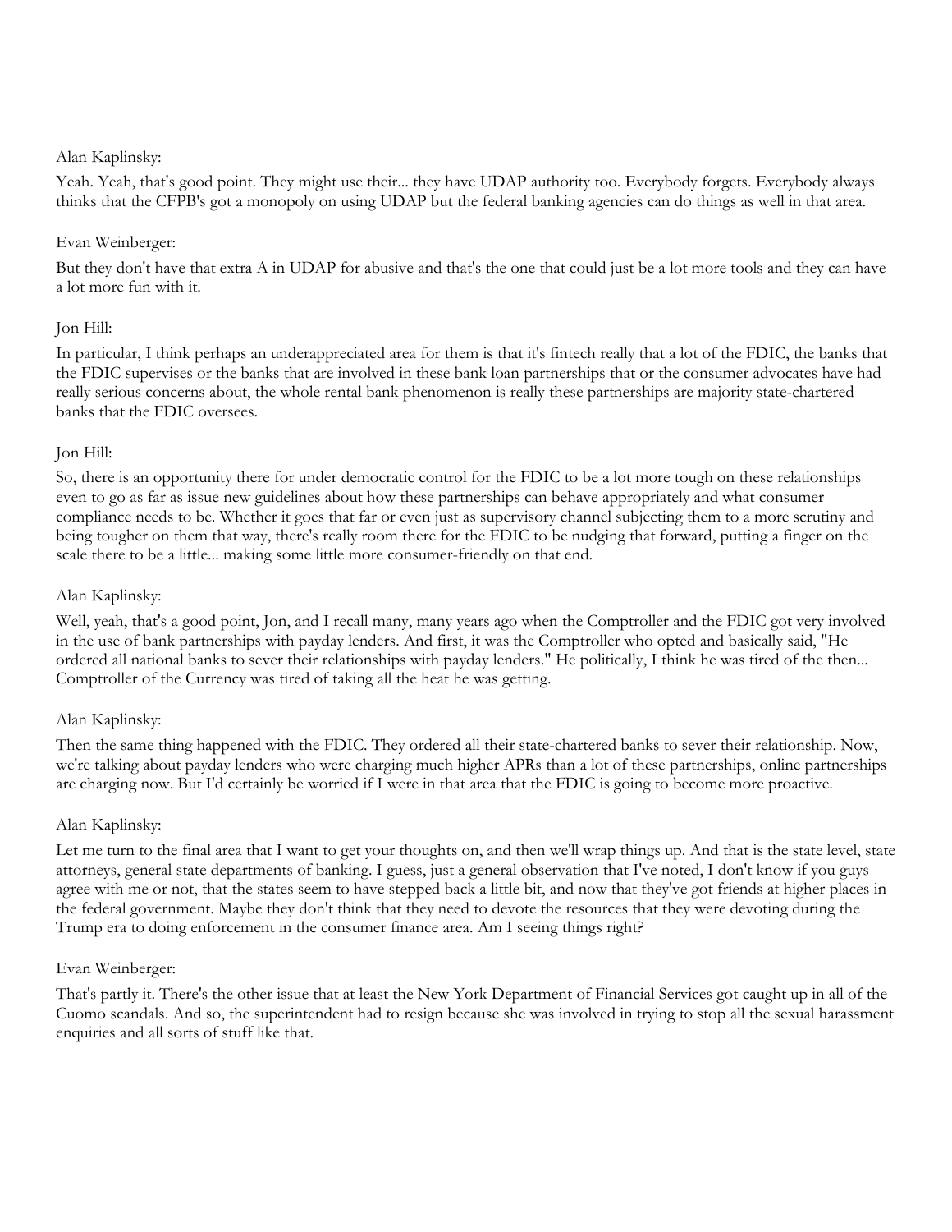Alan Kaplinsky:

Yeah. Yeah, that's good point. They might use their... they have UDAP authority too. Everybody forgets. Everybody always thinks that the CFPB's got a monopoly on using UDAP but the federal banking agencies can do things as well in that area.

Evan Weinberger:

But they don't have that extra A in UDAP for abusive and that's the one that could just be a lot more tools and they can have a lot more fun with it.

Jon Hill:

In particular, I think perhaps an underappreciated area for them is that it's fintech really that a lot of the FDIC, the banks that the FDIC supervises or the banks that are involved in these bank loan partnerships that or the consumer advocates have had really serious concerns about, the whole rental bank phenomenon is really these partnerships are majority state-chartered banks that the FDIC oversees.

Jon Hill:

So, there is an opportunity there for under democratic control for the FDIC to be a lot more tough on these relationships even to go as far as issue new guidelines about how these partnerships can behave appropriately and what consumer compliance needs to be. Whether it goes that far or even just as supervisory channel subjecting them to a more scrutiny and being tougher on them that way, there's really room there for the FDIC to be nudging that forward, putting a finger on the scale there to be a little... making some little more consumer-friendly on that end.

Alan Kaplinsky:

Well, yeah, that's a good point, Jon, and I recall many, many years ago when the Comptroller and the FDIC got very involved in the use of bank partnerships with payday lenders. And first, it was the Comptroller who opted and basically said, "He ordered all national banks to sever their relationships with payday lenders." He politically, I think he was tired of the then... Comptroller of the Currency was tired of taking all the heat he was getting.

Alan Kaplinsky:

Then the same thing happened with the FDIC. They ordered all their state-chartered banks to sever their relationship. Now, we're talking about payday lenders who were charging much higher APRs than a lot of these partnerships, online partnerships are charging now. But I'd certainly be worried if I were in that area that the FDIC is going to become more proactive.

Alan Kaplinsky:

Let me turn to the final area that I want to get your thoughts on, and then we'll wrap things up. And that is the state level, state attorneys, general state departments of banking. I guess, just a general observation that I've noted, I don't know if you guys agree with me or not, that the states seem to have stepped back a little bit, and now that they've got friends at higher places in the federal government. Maybe they don't think that they need to devote the resources that they were devoting during the Trump era to doing enforcement in the consumer finance area. Am I seeing things right?

Evan Weinberger:

That's partly it. There's the other issue that at least the New York Department of Financial Services got caught up in all of the Cuomo scandals. And so, the superintendent had to resign because she was involved in trying to stop all the sexual harassment enquiries and all sorts of stuff like that.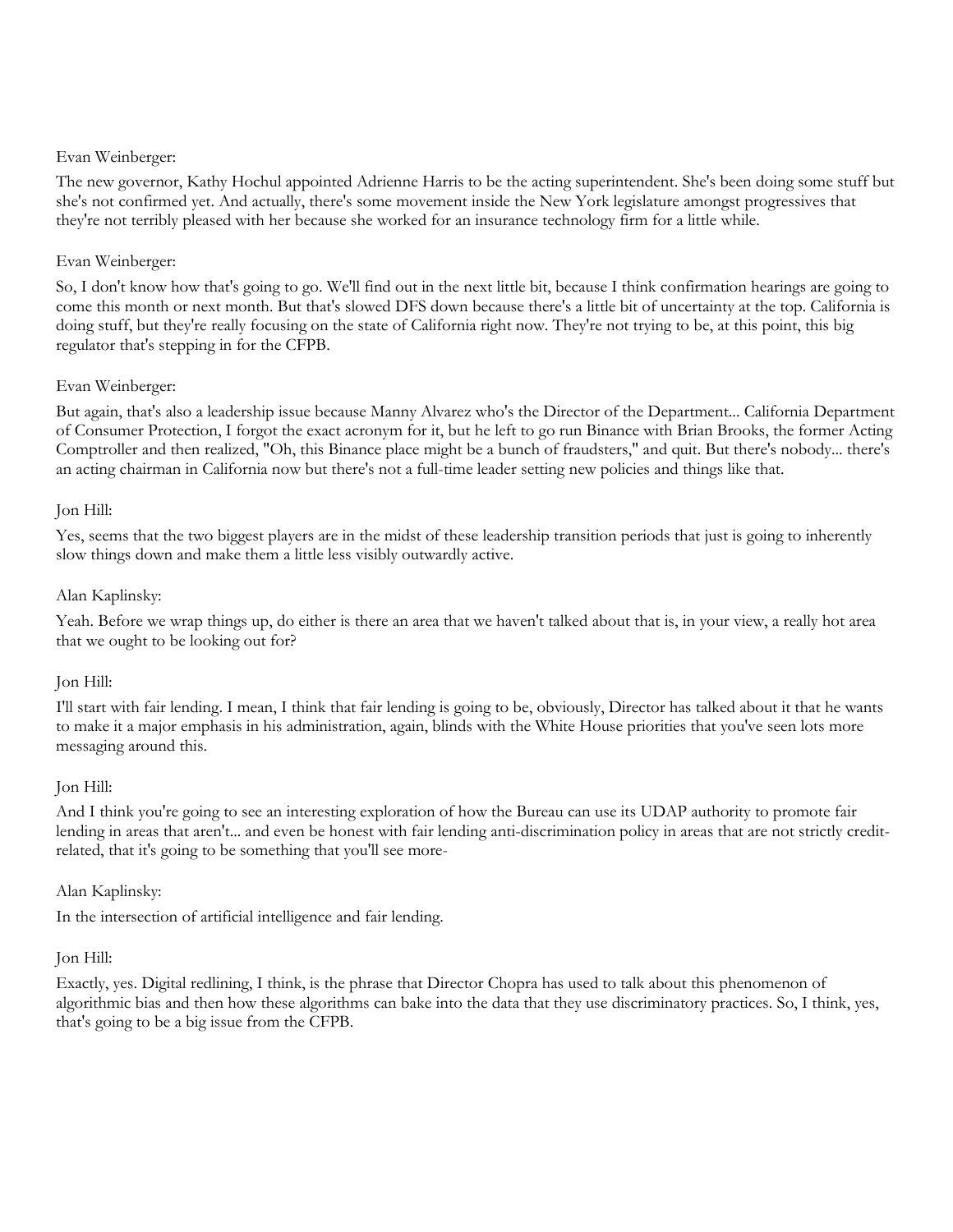Evan Weinberger:

The new governor, Kathy Hochul appointed Adrienne Harris to be the acting superintendent. She's been doing some stuff but she's not confirmed yet. And actually, there's some movement inside the New York legislature amongst progressives that they're not terribly pleased with her because she worked for an insurance technology firm for a little while.

Evan Weinberger:

So, I don't know how that's going to go. We'll find out in the next little bit, because I think confirmation hearings are going to come this month or next month. But that's slowed DFS down because there's a little bit of uncertainty at the top. California is doing stuff, but they're really focusing on the state of California right now. They're not trying to be, at this point, this big regulator that's stepping in for the CFPB.

Evan Weinberger:

But again, that's also a leadership issue because Manny Alvarez who's the Director of the Department... California Department of Consumer Protection, I forgot the exact acronym for it, but he left to go run Binance with Brian Brooks, the former Acting Comptroller and then realized, "Oh, this Binance place might be a bunch of fraudsters," and quit. But there's nobody... there's an acting chairman in California now but there's not a full-time leader setting new policies and things like that.

Jon Hill:

Yes, seems that the two biggest players are in the midst of these leadership transition periods that just is going to inherently slow things down and make them a little less visibly outwardly active.

Alan Kaplinsky:

Yeah. Before we wrap things up, do either is there an area that we haven't talked about that is, in your view, a really hot area that we ought to be looking out for?

Jon Hill:

I'll start with fair lending. I mean, I think that fair lending is going to be, obviously, Director has talked about it that he wants to make it a major emphasis in his administration, again, blinds with the White House priorities that you've seen lots more messaging around this.

Jon Hill:

And I think you're going to see an interesting exploration of how the Bureau can use its UDAP authority to promote fair lending in areas that aren't... and even be honest with fair lending anti-discrimination policy in areas that are not strictly credit-related, that it's going to be something that you'll see more-

Alan Kaplinsky:

In the intersection of artificial intelligence and fair lending.

Jon Hill:

Exactly, yes. Digital redlining, I think, is the phrase that Director Chopra has used to talk about this phenomenon of algorithmic bias and then how these algorithms can bake into the data that they use discriminatory practices. So, I think, yes, that's going to be a big issue from the CFPB.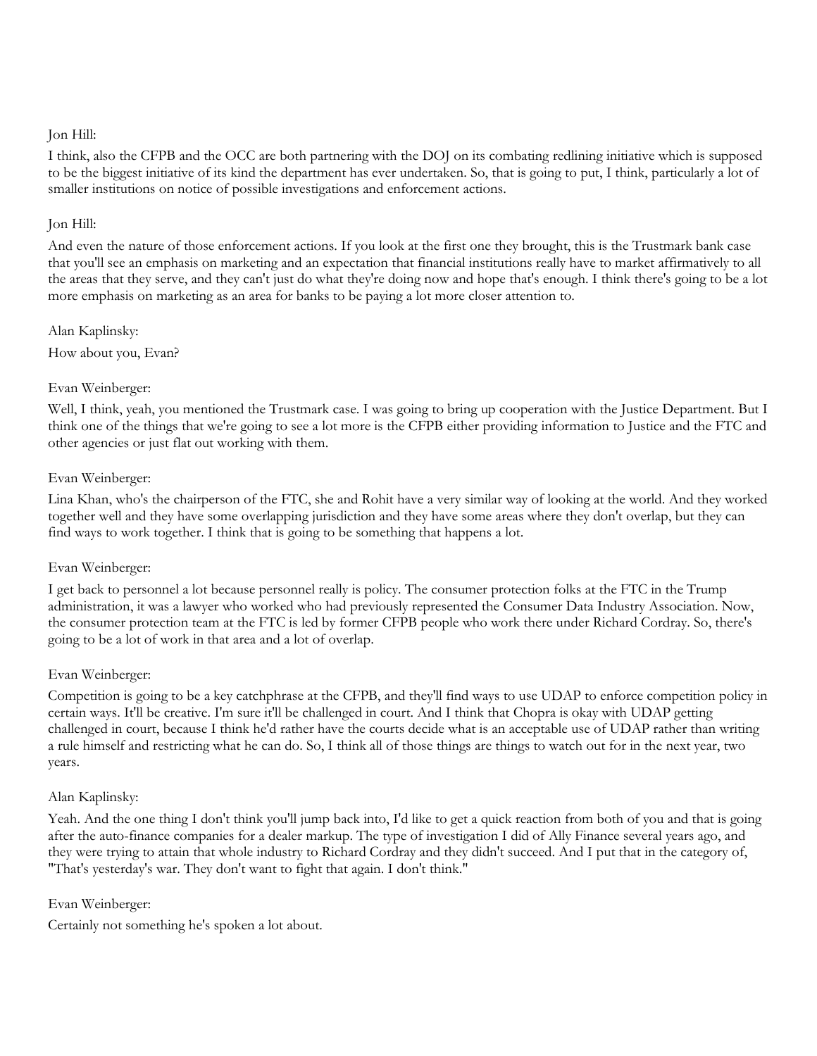Jon Hill:

I think, also the CFPB and the OCC are both partnering with the DOJ on its combating redlining initiative which is supposed to be the biggest initiative of its kind the department has ever undertaken. So, that is going to put, I think, particularly a lot of smaller institutions on notice of possible investigations and enforcement actions.

Jon Hill:

And even the nature of those enforcement actions. If you look at the first one they brought, this is the Trustmark bank case that you'll see an emphasis on marketing and an expectation that financial institutions really have to market affirmatively to all the areas that they serve, and they can't just do what they're doing now and hope that's enough. I think there's going to be a lot more emphasis on marketing as an area for banks to be paying a lot more closer attention to.

Alan Kaplinsky:

How about you, Evan?

Evan Weinberger:

Well, I think, yeah, you mentioned the Trustmark case. I was going to bring up cooperation with the Justice Department. But I think one of the things that we're going to see a lot more is the CFPB either providing information to Justice and the FTC and other agencies or just flat out working with them.

Evan Weinberger:

Lina Khan, who's the chairperson of the FTC, she and Rohit have a very similar way of looking at the world. And they worked together well and they have some overlapping jurisdiction and they have some areas where they don't overlap, but they can find ways to work together. I think that is going to be something that happens a lot.

Evan Weinberger:

I get back to personnel a lot because personnel really is policy. The consumer protection folks at the FTC in the Trump administration, it was a lawyer who worked who had previously represented the Consumer Data Industry Association. Now, the consumer protection team at the FTC is led by former CFPB people who work there under Richard Cordray. So, there's going to be a lot of work in that area and a lot of overlap.

Evan Weinberger:

Competition is going to be a key catchphrase at the CFPB, and they'll find ways to use UDAP to enforce competition policy in certain ways. It'll be creative. I'm sure it'll be challenged in court. And I think that Chopra is okay with UDAP getting challenged in court, because I think he'd rather have the courts decide what is an acceptable use of UDAP rather than writing a rule himself and restricting what he can do. So, I think all of those things are things to watch out for in the next year, two years.

Alan Kaplinsky:

Yeah. And the one thing I don't think you'll jump back into, I'd like to get a quick reaction from both of you and that is going after the auto-finance companies for a dealer markup. The type of investigation I did of Ally Finance several years ago, and they were trying to attain that whole industry to Richard Cordray and they didn't succeed. And I put that in the category of, "That's yesterday's war. They don't want to fight that again. I don't think."

Evan Weinberger:

Certainly not something he's spoken a lot about.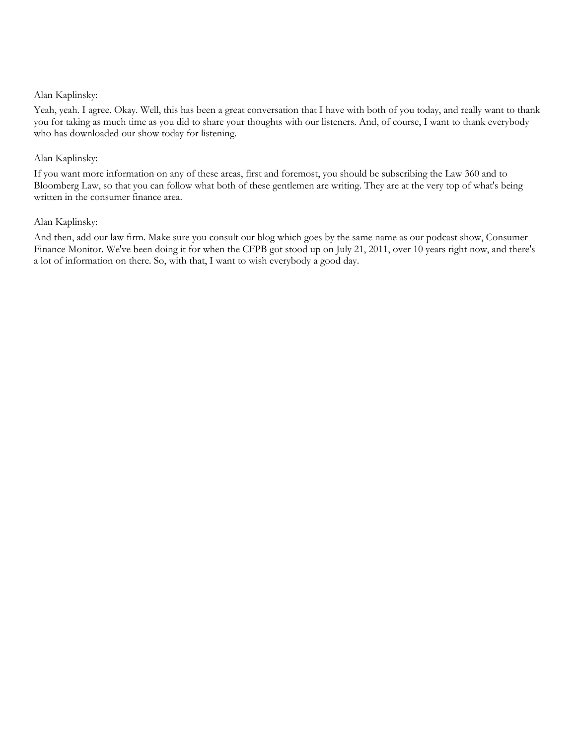Alan Kaplinsky:

Yeah, yeah. I agree. Okay. Well, this has been a great conversation that I have with both of you today, and really want to thank you for taking as much time as you did to share your thoughts with our listeners. And, of course, I want to thank everybody who has downloaded our show today for listening.

Alan Kaplinsky:

If you want more information on any of these areas, first and foremost, you should be subscribing the Law 360 and to Bloomberg Law, so that you can follow what both of these gentlemen are writing. They are at the very top of what's being written in the consumer finance area.

Alan Kaplinsky:

And then, add our law firm. Make sure you consult our blog which goes by the same name as our podcast show, Consumer Finance Monitor. We've been doing it for when the CFPB got stood up on July 21, 2011, over 10 years right now, and there's a lot of information on there. So, with that, I want to wish everybody a good day.